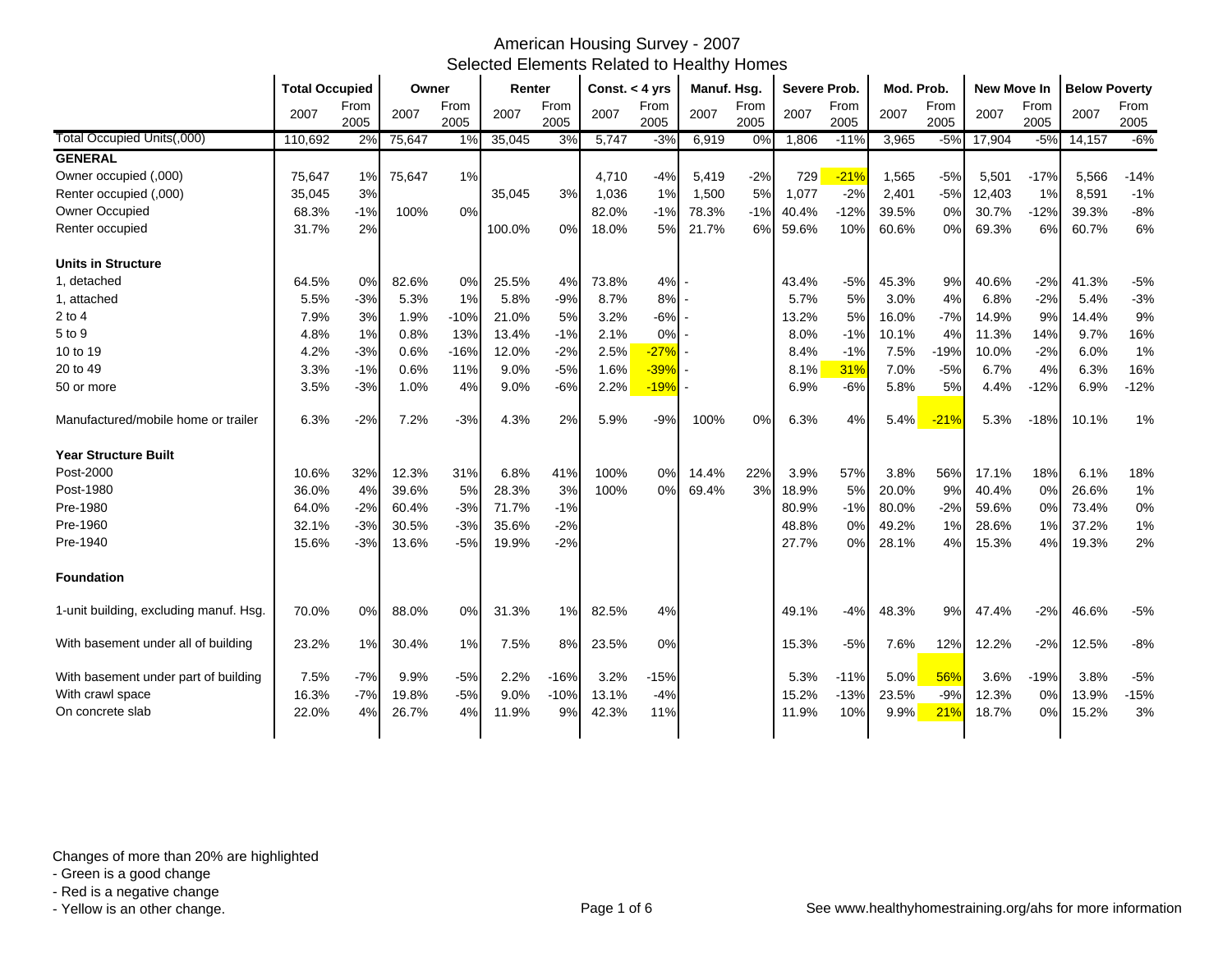# American Housing Survey - 2007
## Selected Elements Related to Healthy Homes

| | Total Occupied | | Owner | | Renter | | Const. < 4 yrs | | Manuf. Hsg. | | Severe Prob. | | Mod. Prob. | | New Move In | | Below Poverty | |
|---|---|---|---|---|---|---|---|---|---|---|---|---|---|---|---|---|---|---|
| | 2007 | From 2005 | 2007 | From 2005 | 2007 | From 2005 | 2007 | From 2005 | 2007 | From 2005 | 2007 | From 2005 | 2007 | From 2005 | 2007 | From 2005 | 2007 | From 2005 |
| Total Occupied Units(,000) | 110,692 | 2% | 75,647 | 1% | 35,045 | 3% | 5,747 | -3% | 6,919 | 0% | 1,806 | -11% | 3,965 | -5% | 17,904 | -5% | 14,157 | -6% |
| **GENERAL** | | | | | | | | | | | | | | | | | | |
| Owner occupied (,000) | 75,647 | 1% | 75,647 | 1% | | | 4,710 | -4% | 5,419 | -2% | 729 | -21% | 1,565 | -5% | 5,501 | -17% | 5,566 | -14% |
| Renter occupied (,000) | 35,045 | 3% | | | 35,045 | 3% | 1,036 | 1% | 1,500 | 5% | 1,077 | -2% | 2,401 | -5% | 12,403 | 1% | 8,591 | -1% |
| Owner Occupied | 68.3% | -1% | 100% | 0% | | | 82.0% | -1% | 78.3% | -1% | 40.4% | -12% | 39.5% | 0% | 30.7% | -12% | 39.3% | -8% |
| Renter occupied | 31.7% | 2% | | | 100.0% | 0% | 18.0% | 5% | 21.7% | 6% | 59.6% | 10% | 60.6% | 0% | 69.3% | 6% | 60.7% | 6% |
| **Units in Structure** | | | | | | | | | | | | | | | | | | |
| 1, detached | 64.5% | 0% | 82.6% | 0% | 25.5% | 4% | 73.8% | 4% | - | | 43.4% | -5% | 45.3% | 9% | 40.6% | -2% | 41.3% | -5% |
| 1, attached | 5.5% | -3% | 5.3% | 1% | 5.8% | -9% | 8.7% | 8% | - | | 5.7% | 5% | 3.0% | 4% | 6.8% | -2% | 5.4% | -3% |
| 2 to 4 | 7.9% | 3% | 1.9% | -10% | 21.0% | 5% | 3.2% | -6% | - | | 13.2% | 5% | 16.0% | -7% | 14.9% | 9% | 14.4% | 9% |
| 5 to 9 | 4.8% | 1% | 0.8% | 13% | 13.4% | -1% | 2.1% | 0% | - | | 8.0% | -1% | 10.1% | 4% | 11.3% | 14% | 9.7% | 16% |
| 10 to 19 | 4.2% | -3% | 0.6% | -16% | 12.0% | -2% | 2.5% | -27% | - | | 8.4% | -1% | 7.5% | -19% | 10.0% | -2% | 6.0% | 1% |
| 20 to 49 | 3.3% | -1% | 0.6% | 11% | 9.0% | -5% | 1.6% | -39% | - | | 8.1% | 31% | 7.0% | -5% | 6.7% | 4% | 6.3% | 16% |
| 50 or more | 3.5% | -3% | 1.0% | 4% | 9.0% | -6% | 2.2% | -19% | - | | 6.9% | -6% | 5.8% | 5% | 4.4% | -12% | 6.9% | -12% |
| Manufactured/mobile home or trailer | 6.3% | -2% | 7.2% | -3% | 4.3% | 2% | 5.9% | -9% | 100% | 0% | 6.3% | 4% | 5.4% | -21% | 5.3% | -18% | 10.1% | 1% |
| **Year Structure Built** | | | | | | | | | | | | | | | | | | |
| Post-2000 | 10.6% | 32% | 12.3% | 31% | 6.8% | 41% | 100% | 0% | 14.4% | 22% | 3.9% | 57% | 3.8% | 56% | 17.1% | 18% | 6.1% | 18% |
| Post-1980 | 36.0% | 4% | 39.6% | 5% | 28.3% | 3% | 100% | 0% | 69.4% | 3% | 18.9% | 5% | 20.0% | 9% | 40.4% | 0% | 26.6% | 1% |
| Pre-1980 | 64.0% | -2% | 60.4% | -3% | 71.7% | -1% | | | | | 80.9% | -1% | 80.0% | -2% | 59.6% | 0% | 73.4% | 0% |
| Pre-1960 | 32.1% | -3% | 30.5% | -3% | 35.6% | -2% | | | | | 48.8% | 0% | 49.2% | 1% | 28.6% | 1% | 37.2% | 1% |
| Pre-1940 | 15.6% | -3% | 13.6% | -5% | 19.9% | -2% | | | | | 27.7% | 0% | 28.1% | 4% | 15.3% | 4% | 19.3% | 2% |
| **Foundation** | | | | | | | | | | | | | | | | | | |
| 1-unit building, excluding manuf. Hsg. | 70.0% | 0% | 88.0% | 0% | 31.3% | 1% | 82.5% | 4% | | | 49.1% | -4% | 48.3% | 9% | 47.4% | -2% | 46.6% | -5% |
| With basement under all of building | 23.2% | 1% | 30.4% | 1% | 7.5% | 8% | 23.5% | 0% | | | 15.3% | -5% | 7.6% | 12% | 12.2% | -2% | 12.5% | -8% |
| With basement under part of building | 7.5% | -7% | 9.9% | -5% | 2.2% | -16% | 3.2% | -15% | | | 5.3% | -11% | 5.0% | 56% | 3.6% | -19% | 3.8% | -5% |
| With crawl space | 16.3% | -7% | 19.8% | -5% | 9.0% | -10% | 13.1% | -4% | | | 15.2% | -13% | 23.5% | -9% | 12.3% | 0% | 13.9% | -15% |
| On concrete slab | 22.0% | 4% | 26.7% | 4% | 11.9% | 9% | 42.3% | 11% | | | 11.9% | 10% | 9.9% | 21% | 18.7% | 0% | 15.2% | 3% |

Changes of more than 20% are highlighted
- Green is a good change
- Red is a negative change
- Yellow is an other change.

See www.healthyhomestraining.org/ahs for more information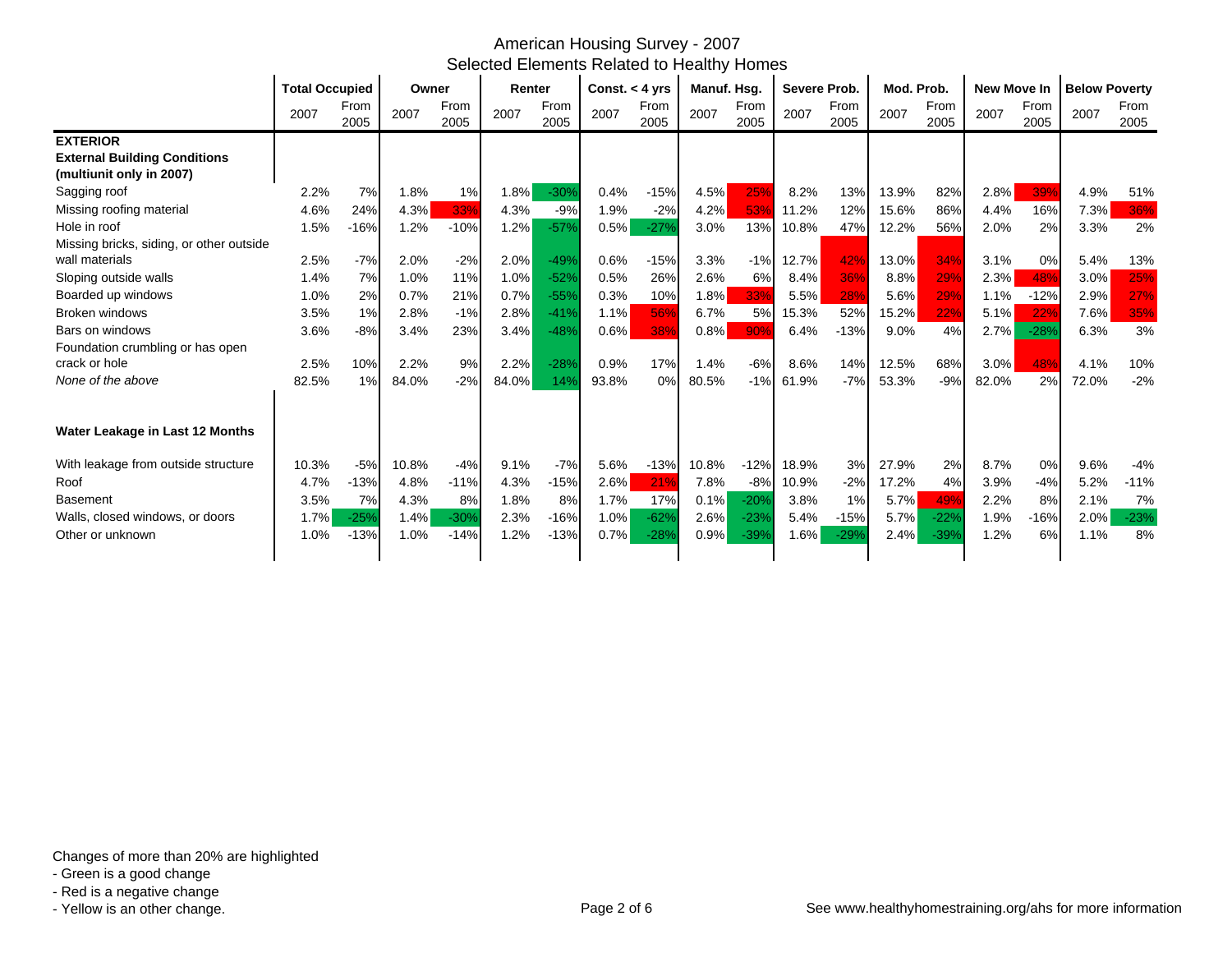# American Housing Survey - 2007
## Selected Elements Related to Healthy Homes

| | Total Occupied | | Owner | | Renter | | Const. < 4 yrs | | Manuf. Hsg. | | Severe Prob. | | Mod. Prob. | | New Move In | | Below Poverty | |
|---|---|---|---|---|---|---|---|---|---|---|---|---|---|---|---|---|---|---|
| | 2007 | From 2005 | 2007 | From 2005 | 2007 | From 2005 | 2007 | From 2005 | 2007 | From 2005 | 2007 | From 2005 | 2007 | From 2005 | 2007 | From 2005 | 2007 | From 2005 |
| **EXTERIOR** | | | | | | | | | | | | | | | | | | |
| **External Building Conditions (multiunit only in 2007)** | | | | | | | | | | | | | | | | | | |
| Sagging roof | 2.2% | 7% | 1.8% | 1% | 1.8% | -30% | 0.4% | -15% | 4.5% | 25% | 8.2% | 13% | 13.9% | 82% | 2.8% | 39% | 4.9% | 51% |
| Missing roofing material | 4.6% | 24% | 4.3% | 33% | 4.3% | -9% | 1.9% | -2% | 4.2% | 53% | 11.2% | 12% | 15.6% | 86% | 4.4% | 16% | 7.3% | 36% |
| Hole in roof | 1.5% | -16% | 1.2% | -10% | 1.2% | -57% | 0.5% | -27% | 3.0% | 13% | 10.8% | 47% | 12.2% | 56% | 2.0% | 2% | 3.3% | 2% |
| Missing bricks, siding, or other outside wall materials | 2.5% | -7% | 2.0% | -2% | 2.0% | -49% | 0.6% | -15% | 3.3% | -1% | 12.7% | 42% | 13.0% | 34% | 3.1% | 0% | 5.4% | 13% |
| Sloping outside walls | 1.4% | 7% | 1.0% | 11% | 1.0% | -52% | 0.5% | 26% | 2.6% | 6% | 8.4% | 36% | 8.8% | 29% | 2.3% | 48% | 3.0% | 25% |
| Boarded up windows | 1.0% | 2% | 0.7% | 21% | 0.7% | -55% | 0.3% | 10% | 1.8% | 33% | 5.5% | 28% | 5.6% | 29% | 1.1% | -12% | 2.9% | 27% |
| Broken windows | 3.5% | 1% | 2.8% | -1% | 2.8% | -41% | 1.1% | 56% | 6.7% | 5% | 15.3% | 52% | 15.2% | 22% | 5.1% | 22% | 7.6% | 35% |
| Bars on windows | 3.6% | -8% | 3.4% | 23% | 3.4% | -48% | 0.6% | 38% | 0.8% | 90% | 6.4% | -13% | 9.0% | 4% | 2.7% | -28% | 6.3% | 3% |
| Foundation crumbling or has open crack or hole | 2.5% | 10% | 2.2% | 9% | 2.2% | -28% | 0.9% | 17% | 1.4% | -6% | 8.6% | 14% | 12.5% | 68% | 3.0% | 48% | 4.1% | 10% |
| *None of the above* | 82.5% | 1% | 84.0% | -2% | 84.0% | 14% | 93.8% | 0% | 80.5% | -1% | 61.9% | -7% | 53.3% | -9% | 82.0% | 2% | 72.0% | -2% |
| **Water Leakage in Last 12 Months** | | | | | | | | | | | | | | | | | | |
| With leakage from outside structure | 10.3% | -5% | 10.8% | -4% | 9.1% | -7% | 5.6% | -13% | 10.8% | -12% | 18.9% | 3% | 27.9% | 2% | 8.7% | 0% | 9.6% | -4% |
| Roof | 4.7% | -13% | 4.8% | -11% | 4.3% | -15% | 2.6% | 21% | 7.8% | -8% | 10.9% | -2% | 17.2% | 4% | 3.9% | -4% | 5.2% | -11% |
| Basement | 3.5% | 7% | 4.3% | 8% | 1.8% | 8% | 1.7% | 17% | 0.1% | -20% | 3.8% | 1% | 5.7% | 49% | 2.2% | 8% | 2.1% | 7% |
| Walls, closed windows, or doors | 1.7% | -25% | 1.4% | -30% | 2.3% | -16% | 1.0% | -62% | 2.6% | -23% | 5.4% | -15% | 5.7% | -22% | 1.9% | -16% | 2.0% | -23% |
| Other or unknown | 1.0% | -13% | 1.0% | -14% | 1.2% | -13% | 0.7% | -28% | 0.9% | -39% | 1.6% | -29% | 2.4% | -39% | 1.2% | 6% | 1.1% | 8% |

Changes of more than 20% are highlighted
- Green is a good change
- Red is a negative change
- Yellow is an other change.

See www.healthyhomestraining.org/ahs for more information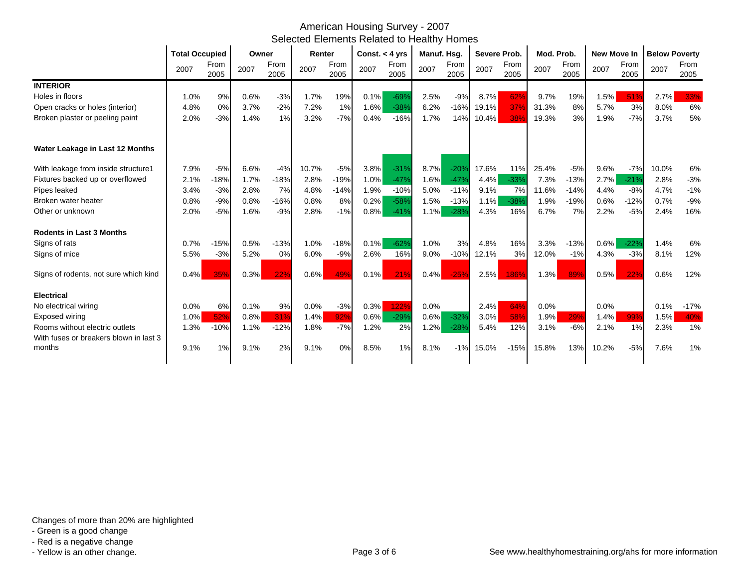# American Housing Survey - 2007
## Selected Elements Related to Healthy Homes

| | Total Occupied | | Owner | | Renter | | Const. < 4 yrs | | Manuf. Hsg. | | Severe Prob. | | Mod. Prob. | | New Move In | | Below Poverty | |
|---|---|---|---|---|---|---|---|---|---|---|---|---|---|---|---|---|---|---|
| | 2007 | From 2005 | 2007 | From 2005 | 2007 | From 2005 | 2007 | From 2005 | 2007 | From 2005 | 2007 | From 2005 | 2007 | From 2005 | 2007 | From 2005 | 2007 | From 2005 |
| **INTERIOR** | | | | | | | | | | | | | | | | | | |
| Holes in floors | 1.0% | 9% | 0.6% | -3% | 1.7% | 19% | 0.1% | -69% | 2.5% | -9% | 8.7% | 62% | 9.7% | 19% | 1.5% | 51% | 2.7% | 33% |
| Open cracks or holes (interior) | 4.8% | 0% | 3.7% | -2% | 7.2% | 1% | 1.6% | -38% | 6.2% | -16% | 19.1% | 37% | 31.3% | 8% | 5.7% | 3% | 8.0% | 6% |
| Broken plaster or peeling paint | 2.0% | -3% | 1.4% | 1% | 3.2% | -7% | 0.4% | -16% | 1.7% | 14% | 10.4% | 38% | 19.3% | 3% | 1.9% | -7% | 3.7% | 5% |
| **Water Leakage in Last 12 Months** | | | | | | | | | | | | | | | | | | |
| With leakage from inside structure1 | 7.9% | -5% | 6.6% | -4% | 10.7% | -5% | 3.8% | -31% | 8.7% | -20% | 17.6% | 11% | 25.4% | -5% | 9.6% | -7% | 10.0% | 6% |
| Fixtures backed up or overflowed | 2.1% | -18% | 1.7% | -18% | 2.8% | -19% | 1.0% | -47% | 1.6% | -47% | 4.4% | -33% | 7.3% | -13% | 2.7% | -21% | 2.8% | -3% |
| Pipes leaked | 3.4% | -3% | 2.8% | 7% | 4.8% | -14% | 1.9% | -10% | 5.0% | -11% | 9.1% | 7% | 11.6% | -14% | 4.4% | -8% | 4.7% | -1% |
| Broken water heater | 0.8% | -9% | 0.8% | -16% | 0.8% | 8% | 0.2% | -58% | 1.5% | -13% | 1.1% | -38% | 1.9% | -19% | 0.6% | -12% | 0.7% | -9% |
| Other or unknown | 2.0% | -5% | 1.6% | -9% | 2.8% | -1% | 0.8% | -41% | 1.1% | -28% | 4.3% | 16% | 6.7% | 7% | 2.2% | -5% | 2.4% | 16% |
| **Rodents in Last 3 Months** | | | | | | | | | | | | | | | | | | |
| Signs of rats | 0.7% | -15% | 0.5% | -13% | 1.0% | -18% | 0.1% | -62% | 1.0% | 3% | 4.8% | 16% | 3.3% | -13% | 0.6% | -22% | 1.4% | 6% |
| Signs of mice | 5.5% | -3% | 5.2% | 0% | 6.0% | -9% | 2.6% | 16% | 9.0% | -10% | 12.1% | 3% | 12.0% | -1% | 4.3% | -3% | 8.1% | 12% |
| Signs of rodents, not sure which kind | 0.4% | 35% | 0.3% | 22% | 0.6% | 49% | 0.1% | 21% | 0.4% | -25% | 2.5% | 186% | 1.3% | 89% | 0.5% | 22% | 0.6% | 12% |
| **Electrical** | | | | | | | | | | | | | | | | | | |
| No electrical wiring | 0.0% | 6% | 0.1% | 9% | 0.0% | -3% | 0.3% | 122% | 0.0% | | 2.4% | 64% | 0.0% | | 0.0% | | 0.1% | -17% |
| Exposed wiring | 1.0% | 52% | 0.8% | 31% | 1.4% | 92% | 0.6% | -29% | 0.6% | -32% | 3.0% | 58% | 1.9% | 29% | 1.4% | 99% | 1.5% | 40% |
| Rooms without electric outlets | 1.3% | -10% | 1.1% | -12% | 1.8% | -7% | 1.2% | 2% | 1.2% | -28% | 5.4% | 12% | 3.1% | -6% | 2.1% | 1% | 2.3% | 1% |
| With fuses or breakers blown in last 3 months | 9.1% | 1% | 9.1% | 2% | 9.1% | 0% | 8.5% | 1% | 8.1% | -1% | 15.0% | -15% | 15.8% | 13% | 10.2% | -5% | 7.6% | 1% |

Changes of more than 20% are highlighted
- Green is a good change
- Red is a negative change
- Yellow is an other change.

See www.healthyhomestraining.org/ahs for more information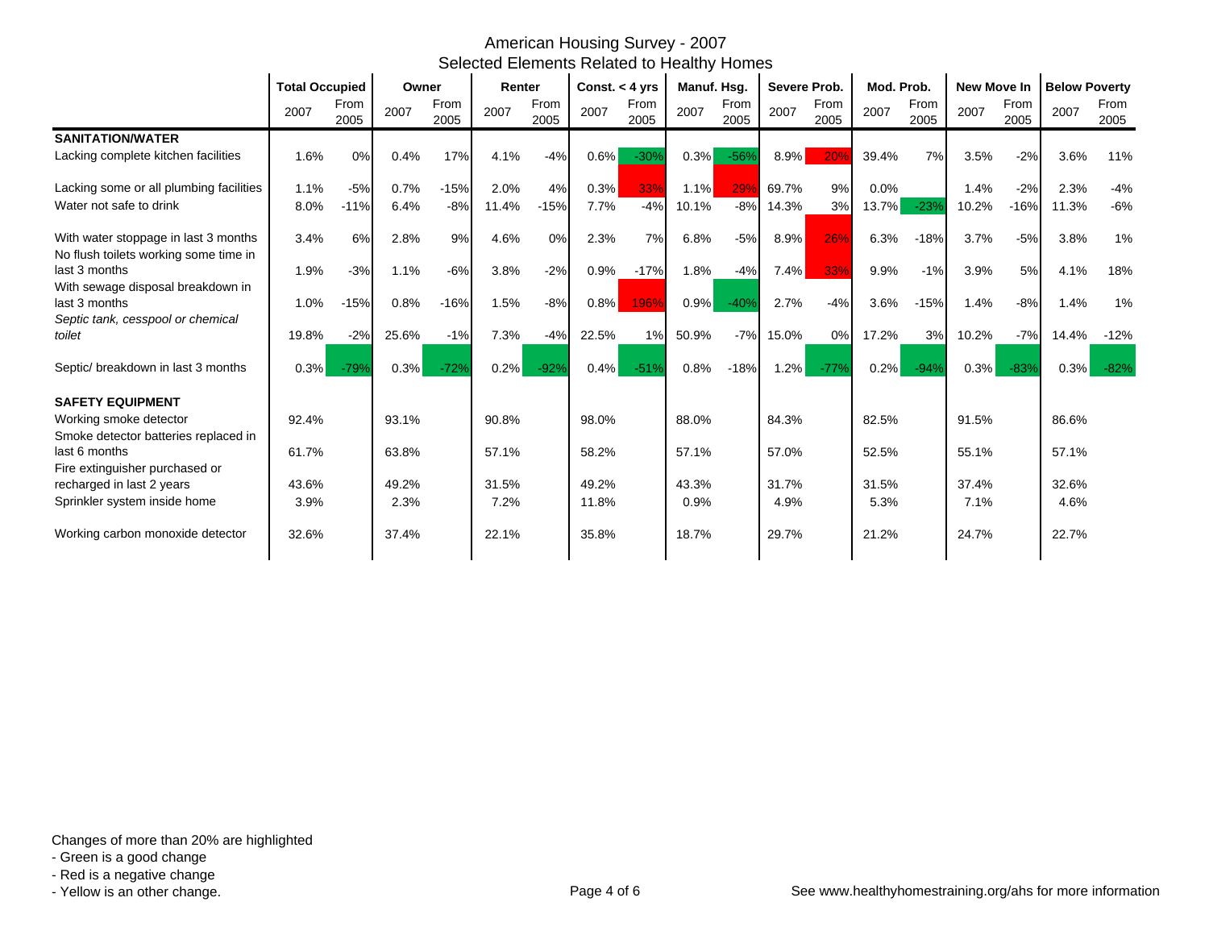# American Housing Survey - 2007
## Selected Elements Related to Healthy Homes

| | Total Occupied | | Owner | | Renter | | Const. < 4 yrs | | Manuf. Hsg. | | Severe Prob. | | Mod. Prob. | | New Move In | | Below Poverty | |
|---|---|---|---|---|---|---|---|---|---|---|---|---|---|---|---|---|---|---|
| | 2007 | From 2005 | 2007 | From 2005 | 2007 | From 2005 | 2007 | From 2005 | 2007 | From 2005 | 2007 | From 2005 | 2007 | From 2005 | 2007 | From 2005 | 2007 | From 2005 |
| **SANITATION/WATER** | | | | | | | | | | | | | | | | | | |
| Lacking complete kitchen facilities | 1.6% | 0% | 0.4% | 17% | 4.1% | -4% | 0.6% | -30% | 0.3% | -56% | 8.9% | 20% | 39.4% | 7% | 3.5% | -2% | 3.6% | 11% |
| Lacking some or all plumbing facilities | 1.1% | -5% | 0.7% | -15% | 2.0% | 4% | 0.3% | 33% | 1.1% | 29% | 69.7% | 9% | 0.0% | | 1.4% | -2% | 2.3% | -4% |
| Water not safe to drink | 8.0% | -11% | 6.4% | -8% | 11.4% | -15% | 7.7% | -4% | 10.1% | -8% | 14.3% | 3% | 13.7% | -23% | 10.2% | -16% | 11.3% | -6% |
| With water stoppage in last 3 months | 3.4% | 6% | 2.8% | 9% | 4.6% | 0% | 2.3% | 7% | 6.8% | -5% | 8.9% | 26% | 6.3% | -18% | 3.7% | -5% | 3.8% | 1% |
| No flush toilets working some time in last 3 months | 1.9% | -3% | 1.1% | -6% | 3.8% | -2% | 0.9% | -17% | 1.8% | -4% | 7.4% | 33% | 9.9% | -1% | 3.9% | 5% | 4.1% | 18% |
| With sewage disposal breakdown in last 3 months | 1.0% | -15% | 0.8% | -16% | 1.5% | -8% | 0.8% | 196% | 0.9% | -40% | 2.7% | -4% | 3.6% | -15% | 1.4% | -8% | 1.4% | 1% |
| *Septic tank, cesspool or chemical toilet* | 19.8% | -2% | 25.6% | -1% | 7.3% | -4% | 22.5% | 1% | 50.9% | -7% | 15.0% | 0% | 17.2% | 3% | 10.2% | -7% | 14.4% | -12% |
| Septic/ breakdown in last 3 months | 0.3% | -79% | 0.3% | -72% | 0.2% | -92% | 0.4% | -51% | 0.8% | -18% | 1.2% | -77% | 0.2% | -94% | 0.3% | -83% | 0.3% | -82% |
| **SAFETY EQUIPMENT** | | | | | | | | | | | | | | | | | | |
| Working smoke detector | 92.4% | | 93.1% | | 90.8% | | 98.0% | | 88.0% | | 84.3% | | 82.5% | | 91.5% | | 86.6% | |
| Smoke detector batteries replaced in last 6 months | 61.7% | | 63.8% | | 57.1% | | 58.2% | | 57.1% | | 57.0% | | 52.5% | | 55.1% | | 57.1% | |
| Fire extinguisher purchased or recharged in last 2 years | 43.6% | | 49.2% | | 31.5% | | 49.2% | | 43.3% | | 31.7% | | 31.5% | | 37.4% | | 32.6% | |
| Sprinkler system inside home | 3.9% | | 2.3% | | 7.2% | | 11.8% | | 0.9% | | 4.9% | | 5.3% | | 7.1% | | 4.6% | |
| Working carbon monoxide detector | 32.6% | | 37.4% | | 22.1% | | 35.8% | | 18.7% | | 29.7% | | 21.2% | | 24.7% | | 22.7% | |

Changes of more than 20% are highlighted
- Green is a good change
- Red is a negative change
- Yellow is an other change.

See www.healthyhomestraining.org/ahs for more information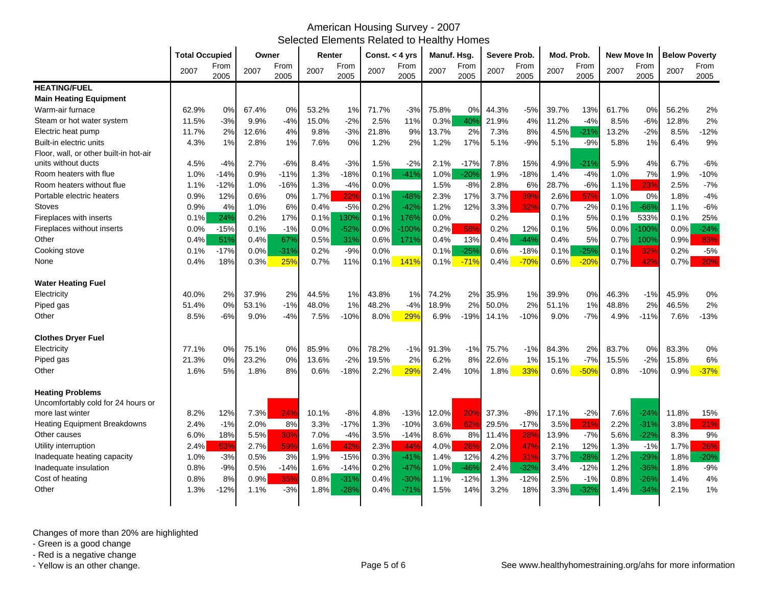# American Housing Survey - 2007
## Selected Elements Related to Healthy Homes

| | Total Occupied | | Owner | | Renter | | Const. < 4 yrs | | Manuf. Hsg. | | Severe Prob. | | Mod. Prob. | | New Move In | | Below Poverty | |
|---|---|---|---|---|---|---|---|---|---|---|---|---|---|---|---|---|---|---|
| | 2007 | From 2005 | 2007 | From 2005 | 2007 | From 2005 | 2007 | From 2005 | 2007 | From 2005 | 2007 | From 2005 | 2007 | From 2005 | 2007 | From 2005 | 2007 | From 2005 |
| **HEATING/FUEL** | | | | | | | | | | | | | | | | | | |
| **Main Heating Equipment** | | | | | | | | | | | | | | | | | | |
| Warm-air furnace | 62.9% | 0% | 67.4% | 0% | 53.2% | 1% | 71.7% | -3% | 75.8% | 0% | 44.3% | -5% | 39.7% | 13% | 61.7% | 0% | 56.2% | 2% |
| Steam or hot water system | 11.5% | -3% | 9.9% | -4% | 15.0% | -2% | 2.5% | 11% | 0.3% | 40% | 21.9% | 4% | 11.2% | -4% | 8.5% | -6% | 12.8% | 2% |
| Electric heat pump | 11.7% | 2% | 12.6% | 4% | 9.8% | -3% | 21.8% | 9% | 13.7% | 2% | 7.3% | 8% | 4.5% | -21% | 13.2% | -2% | 8.5% | -12% |
| Built-in electric units | 4.3% | 1% | 2.8% | 1% | 7.6% | 0% | 1.2% | 2% | 1.2% | 17% | 5.1% | -9% | 5.1% | -9% | 5.8% | 1% | 6.4% | 9% |
| Floor, wall, or other built-in hot-air units without ducts | 4.5% | -4% | 2.7% | -6% | 8.4% | -3% | 1.5% | -2% | 2.1% | -17% | 7.8% | 15% | 4.9% | -21% | 5.9% | 4% | 6.7% | -6% |
| Room heaters with flue | 1.0% | -14% | 0.9% | -11% | 1.3% | -18% | 0.1% | -41% | 1.0% | -20% | 1.9% | -18% | 1.4% | -4% | 1.0% | 7% | 1.9% | -10% |
| Room heaters without flue | 1.1% | -12% | 1.0% | -16% | 1.3% | -4% | 0.0% | | 1.5% | -8% | 2.8% | 6% | 28.7% | -6% | 1.1% | 23% | 2.5% | -7% |
| Portable electric heaters | 0.9% | 12% | 0.6% | 0% | 1.7% | 22% | 0.1% | -48% | 2.3% | 17% | 3.7% | 39% | 2.6% | 57% | 1.0% | 0% | 1.8% | -4% |
| Stoves | 0.9% | 4% | 1.0% | 6% | 0.4% | -5% | 0.2% | -42% | 1.2% | 12% | 3.3% | 32% | 0.7% | -2% | 0.1% | -66% | 1.1% | -6% |
| Fireplaces with inserts | 0.1% | 24% | 0.2% | 17% | 0.1% | 130% | 0.1% | 176% | 0.0% | | 0.2% | | 0.1% | 5% | 0.1% | 533% | 0.1% | 25% |
| Fireplaces without inserts | 0.0% | -15% | 0.1% | -1% | 0.0% | -52% | 0.0% | -100% | 0.2% | 58% | 0.2% | 12% | 0.1% | 5% | 0.0% | -100% | 0.0% | -24% |
| Other | 0.4% | 51% | 0.4% | 67% | 0.5% | 31% | 0.6% | 171% | 0.4% | 13% | 0.4% | -44% | 0.4% | 5% | 0.7% | 100% | 0.9% | 83% |
| Cooking stove | 0.1% | -17% | 0.0% | -31% | 0.2% | -9% | 0.0% | | 0.1% | -25% | 0.6% | -18% | 0.1% | -25% | 0.1% | 32% | 0.2% | -5% |
| None | 0.4% | 18% | 0.3% | 25% | 0.7% | 11% | 0.1% | 141% | 0.1% | -71% | 0.4% | -70% | 0.6% | -20% | 0.7% | 42% | 0.7% | 20% |
| **Water Heating Fuel** | | | | | | | | | | | | | | | | | | |
| Electricity | 40.0% | 2% | 37.9% | 2% | 44.5% | 1% | 43.8% | 1% | 74.2% | 2% | 35.9% | 1% | 39.9% | 0% | 46.3% | -1% | 45.9% | 0% |
| Piped gas | 51.4% | 0% | 53.1% | -1% | 48.0% | 1% | 48.2% | -4% | 18.9% | 2% | 50.0% | 2% | 51.1% | 1% | 48.8% | 2% | 46.5% | 2% |
| Other | 8.5% | -6% | 9.0% | -4% | 7.5% | -10% | 8.0% | 29% | 6.9% | -19% | 14.1% | -10% | 9.0% | -7% | 4.9% | -11% | 7.6% | -13% |
| **Clothes Dryer Fuel** | | | | | | | | | | | | | | | | | | |
| Electricity | 77.1% | 0% | 75.1% | 0% | 85.9% | 0% | 78.2% | -1% | 91.3% | -1% | 75.7% | -1% | 84.3% | 2% | 83.7% | 0% | 83.3% | 0% |
| Piped gas | 21.3% | 0% | 23.2% | 0% | 13.6% | -2% | 19.5% | 2% | 6.2% | 8% | 22.6% | 1% | 15.1% | -7% | 15.5% | -2% | 15.8% | 6% |
| Other | 1.6% | 5% | 1.8% | 8% | 0.6% | -18% | 2.2% | 29% | 2.4% | 10% | 1.8% | 33% | 0.6% | -50% | 0.8% | -10% | 0.9% | -37% |
| **Heating Problems** | | | | | | | | | | | | | | | | | | |
| Uncomfortably cold for 24 hours or more last winter | 8.2% | 12% | 7.3% | 24% | 10.1% | -8% | 4.8% | -13% | 12.0% | 20% | 37.3% | -8% | 17.1% | -2% | 7.6% | -24% | 11.8% | 15% |
| Heating Equipment Breakdowns | 2.4% | -1% | 2.0% | 8% | 3.3% | -17% | 1.3% | -10% | 3.6% | 62% | 29.5% | -17% | 3.5% | 21% | 2.2% | -31% | 3.8% | 21% |
| Other causes | 6.0% | 18% | 5.5% | 30% | 7.0% | -4% | 3.5% | -14% | 8.6% | 8% | 11.4% | 28% | 13.9% | -7% | 5.6% | -22% | 8.3% | 9% |
| Utility interruption | 2.4% | 53% | 2.7% | 59% | 1.6% | 42% | 2.3% | 44% | 4.0% | 28% | 2.0% | 47% | 2.1% | 12% | 1.3% | -1% | 1.7% | 26% |
| Inadequate heating capacity | 1.0% | -3% | 0.5% | 3% | 1.9% | -15% | 0.3% | -41% | 1.4% | 12% | 4.2% | 31% | 3.7% | -28% | 1.2% | -29% | 1.8% | -20% |
| Inadequate insulation | 0.8% | -9% | 0.5% | -14% | 1.6% | -14% | 0.2% | -47% | 1.0% | -46% | 2.4% | -32% | 3.4% | -12% | 1.2% | -36% | 1.8% | -9% |
| Cost of heating | 0.8% | 8% | 0.9% | 35% | 0.8% | -31% | 0.4% | -30% | 1.1% | -12% | 1.3% | -12% | 2.5% | -1% | 0.8% | -26% | 1.4% | 4% |
| Other | 1.3% | -12% | 1.1% | -3% | 1.8% | -28% | 0.4% | -71% | 1.5% | 14% | 3.2% | 18% | 3.3% | -32% | 1.4% | -34% | 2.1% | 1% |

Changes of more than 20% are highlighted
- Green is a good change
- Red is a negative change
- Yellow is an other change.

See www.healthyhomestraining.org/ahs for more information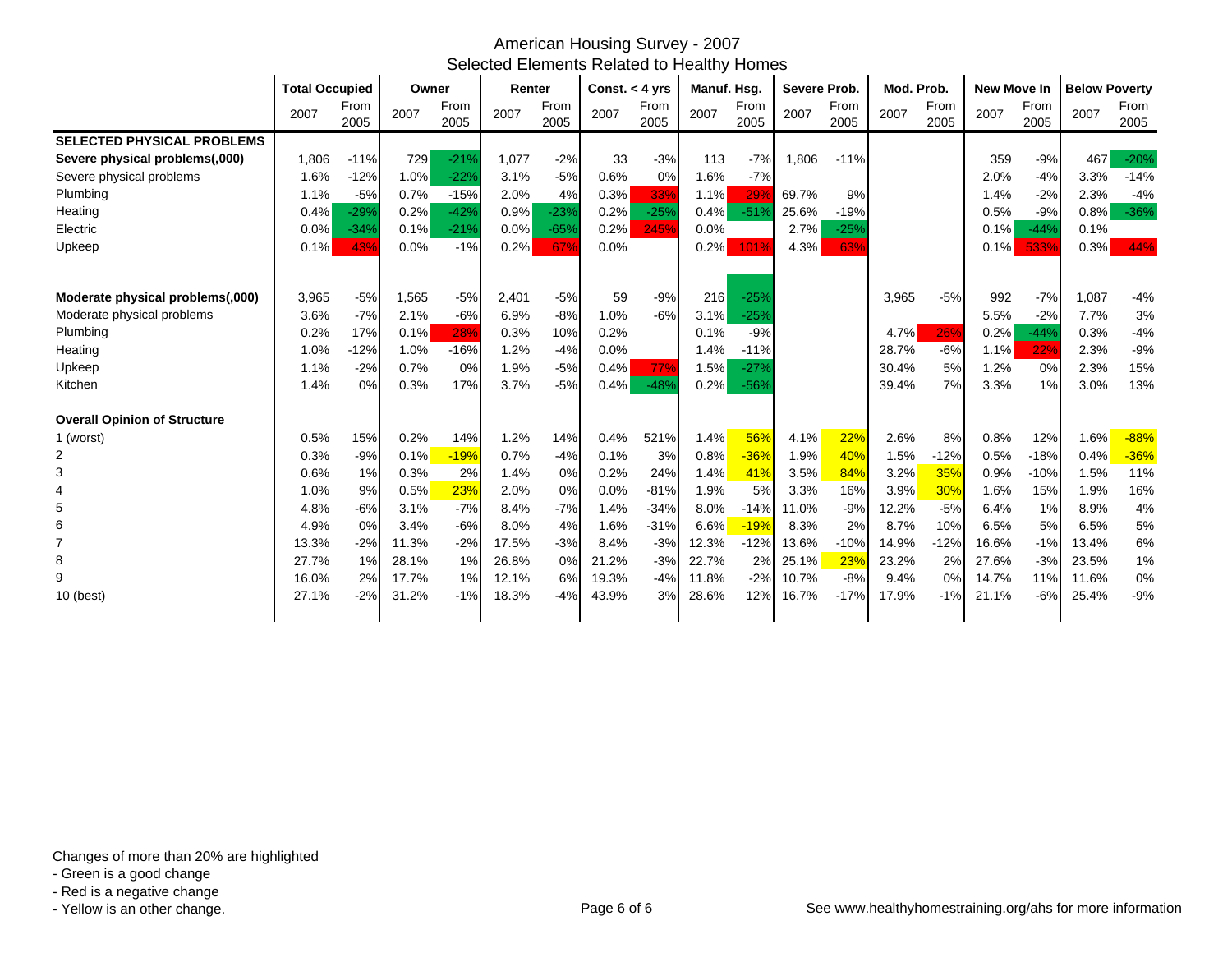# American Housing Survey - 2007
## Selected Elements Related to Healthy Homes

| | Total Occupied | | Owner | | Renter | | Const. < 4 yrs | | Manuf. Hsg. | | Severe Prob. | | Mod. Prob. | | New Move In | | Below Poverty | |
|---|---|---|---|---|---|---|---|---|---|---|---|---|---|---|---|---|---|---|
| | 2007 | From 2005 | 2007 | From 2005 | 2007 | From 2005 | 2007 | From 2005 | 2007 | From 2005 | 2007 | From 2005 | 2007 | From 2005 | 2007 | From 2005 | 2007 | From 2005 |
| **SELECTED PHYSICAL PROBLEMS** | | | | | | | | | | | | | | | | | | |
| **Severe physical problems(,000)** | 1,806 | -11% | 729 | -21% | 1,077 | -2% | 33 | -3% | 113 | -7% | 1,806 | -11% | | | 359 | -9% | 467 | -20% |
| Severe physical problems | 1.6% | -12% | 1.0% | -22% | 3.1% | -5% | 0.6% | 0% | 1.6% | -7% | | | | | 2.0% | -4% | 3.3% | -14% |
| Plumbing | 1.1% | -5% | 0.7% | -15% | 2.0% | 4% | 0.3% | 33% | 1.1% | 29% | 69.7% | 9% | | | 1.4% | -2% | 2.3% | -4% |
| Heating | 0.4% | -29% | 0.2% | -42% | 0.9% | -23% | 0.2% | -25% | 0.4% | -51% | 25.6% | -19% | | | 0.5% | -9% | 0.8% | -36% |
| Electric | 0.0% | -34% | 0.1% | -21% | 0.0% | -65% | 0.2% | 245% | 0.0% | | 2.7% | -25% | | | 0.1% | -44% | 0.1% | |
| Upkeep | 0.1% | 43% | 0.0% | -1% | 0.2% | 67% | 0.0% | | 0.2% | 101% | 4.3% | 63% | | | 0.1% | 533% | 0.3% | 44% |
| **Moderate physical problems(,000)** | 3,965 | -5% | 1,565 | -5% | 2,401 | -5% | 59 | -9% | 216 | -25% | | | 3,965 | -5% | 992 | -7% | 1,087 | -4% |
| Moderate physical problems | 3.6% | -7% | 2.1% | -6% | 6.9% | -8% | 1.0% | -6% | 3.1% | -25% | | | | | 5.5% | -2% | 7.7% | 3% |
| Plumbing | 0.2% | 17% | 0.1% | 28% | 0.3% | 10% | 0.2% | | 0.1% | -9% | | | 4.7% | 26% | 0.2% | -44% | 0.3% | -4% |
| Heating | 1.0% | -12% | 1.0% | -16% | 1.2% | -4% | 0.0% | | 1.4% | -11% | | | 28.7% | -6% | 1.1% | 22% | 2.3% | -9% |
| Upkeep | 1.1% | -2% | 0.7% | 0% | 1.9% | -5% | 0.4% | 77% | 1.5% | -27% | | | 30.4% | 5% | 1.2% | 0% | 2.3% | 15% |
| Kitchen | 1.4% | 0% | 0.3% | 17% | 3.7% | -5% | 0.4% | -48% | 0.2% | -56% | | | 39.4% | 7% | 3.3% | 1% | 3.0% | 13% |
| **Overall Opinion of Structure** | | | | | | | | | | | | | | | | | | |
| 1 (worst) | 0.5% | 15% | 0.2% | 14% | 1.2% | 14% | 0.4% | 521% | 1.4% | 56% | 4.1% | 22% | 2.6% | 8% | 0.8% | 12% | 1.6% | -88% |
| 2 | 0.3% | -9% | 0.1% | -19% | 0.7% | -4% | 0.1% | 3% | 0.8% | -36% | 1.9% | 40% | 1.5% | -12% | 0.5% | -18% | 0.4% | -36% |
| 3 | 0.6% | 1% | 0.3% | 2% | 1.4% | 0% | 0.2% | 24% | 1.4% | 41% | 3.5% | 84% | 3.2% | 35% | 0.9% | -10% | 1.5% | 11% |
| 4 | 1.0% | 9% | 0.5% | 23% | 2.0% | 0% | 0.0% | -81% | 1.9% | 5% | 3.3% | 16% | 3.9% | 30% | 1.6% | 15% | 1.9% | 16% |
| 5 | 4.8% | -6% | 3.1% | -7% | 8.4% | -7% | 1.4% | -34% | 8.0% | -14% | 11.0% | -9% | 12.2% | -5% | 6.4% | 1% | 8.9% | 4% |
| 6 | 4.9% | 0% | 3.4% | -6% | 8.0% | 4% | 1.6% | -31% | 6.6% | -19% | 8.3% | 2% | 8.7% | 10% | 6.5% | 5% | 6.5% | 5% |
| 7 | 13.3% | -2% | 11.3% | -2% | 17.5% | -3% | 8.4% | -3% | 12.3% | -12% | 13.6% | -10% | 14.9% | -12% | 16.6% | -1% | 13.4% | 6% |
| 8 | 27.7% | 1% | 28.1% | 1% | 26.8% | 0% | 21.2% | -3% | 22.7% | 2% | 25.1% | 23% | 23.2% | 2% | 27.6% | -3% | 23.5% | 1% |
| 9 | 16.0% | 2% | 17.7% | 1% | 12.1% | 6% | 19.3% | -4% | 11.8% | -2% | 10.7% | -8% | 9.4% | 0% | 14.7% | 11% | 11.6% | 0% |
| 10 (best) | 27.1% | -2% | 31.2% | -1% | 18.3% | -4% | 43.9% | 3% | 28.6% | 12% | 16.7% | -17% | 17.9% | -1% | 21.1% | -6% | 25.4% | -9% |

Changes of more than 20% are highlighted
- Green is a good change
- Red is a negative change
- Yellow is an other change.

See www.healthyhomestraining.org/ahs for more information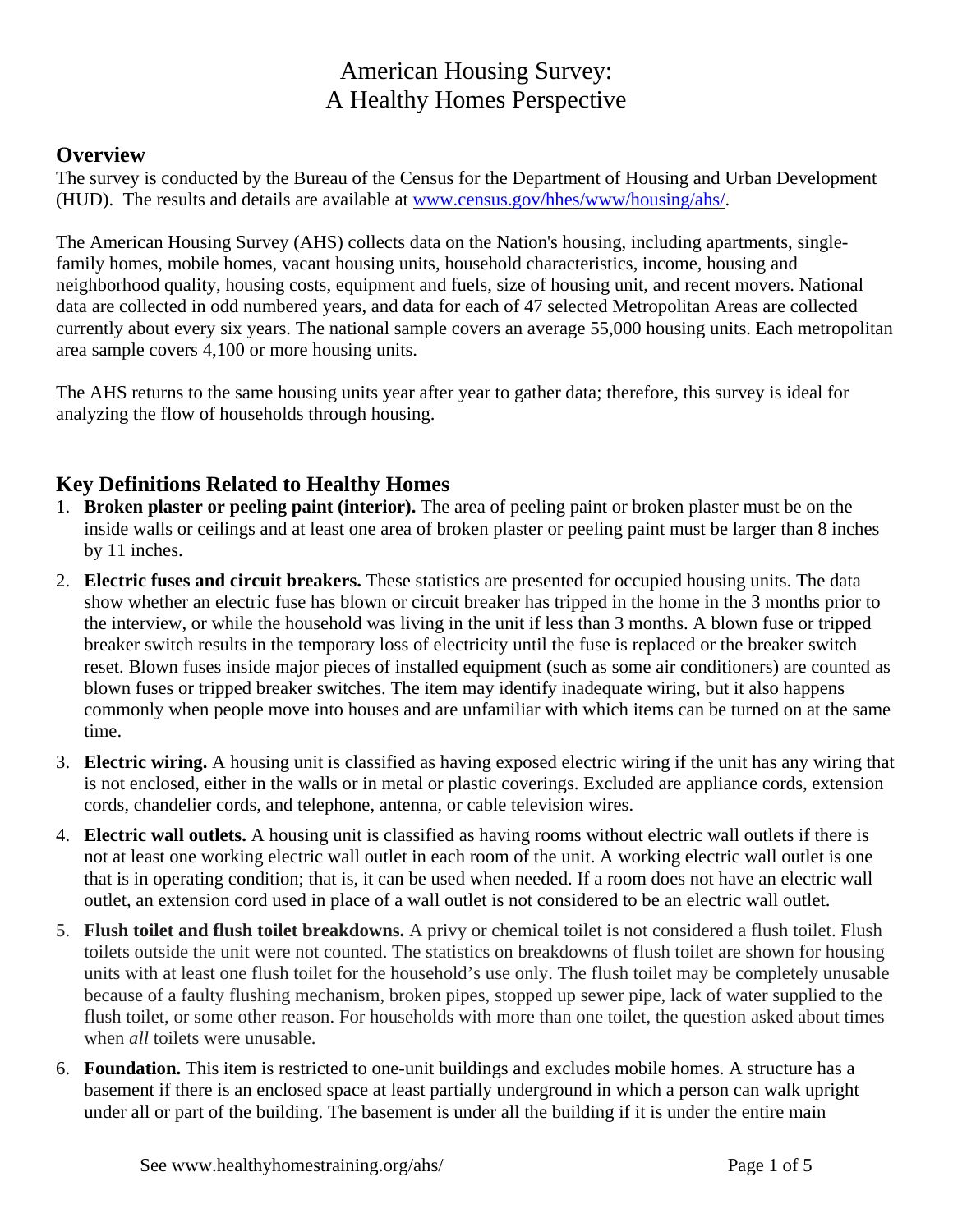# American Housing Survey:
# A Healthy Homes Perspective

## Overview

The survey is conducted by the Bureau of the Census for the Department of Housing and Urban Development (HUD). The results and details are available at www.census.gov/hhes/www/housing/ahs/.

The American Housing Survey (AHS) collects data on the Nation's housing, including apartments, single-family homes, mobile homes, vacant housing units, household characteristics, income, housing and neighborhood quality, housing costs, equipment and fuels, size of housing unit, and recent movers. National data are collected in odd numbered years, and data for each of 47 selected Metropolitan Areas are collected currently about every six years. The national sample covers an average 55,000 housing units. Each metropolitan area sample covers 4,100 or more housing units.

The AHS returns to the same housing units year after year to gather data; therefore, this survey is ideal for analyzing the flow of households through housing.

## Key Definitions Related to Healthy Homes

1. **Broken plaster or peeling paint (interior).** The area of peeling paint or broken plaster must be on the inside walls or ceilings and at least one area of broken plaster or peeling paint must be larger than 8 inches by 11 inches.

2. **Electric fuses and circuit breakers.** These statistics are presented for occupied housing units. The data show whether an electric fuse has blown or circuit breaker has tripped in the home in the 3 months prior to the interview, or while the household was living in the unit if less than 3 months. A blown fuse or tripped breaker switch results in the temporary loss of electricity until the fuse is replaced or the breaker switch reset. Blown fuses inside major pieces of installed equipment (such as some air conditioners) are counted as blown fuses or tripped breaker switches. The item may identify inadequate wiring, but it also happens commonly when people move into houses and are unfamiliar with which items can be turned on at the same time.

3. **Electric wiring.** A housing unit is classified as having exposed electric wiring if the unit has any wiring that is not enclosed, either in the walls or in metal or plastic coverings. Excluded are appliance cords, extension cords, chandelier cords, and telephone, antenna, or cable television wires.

4. **Electric wall outlets.** A housing unit is classified as having rooms without electric wall outlets if there is not at least one working electric wall outlet in each room of the unit. A working electric wall outlet is one that is in operating condition; that is, it can be used when needed. If a room does not have an electric wall outlet, an extension cord used in place of a wall outlet is not considered to be an electric wall outlet.

5. **Flush toilet and flush toilet breakdowns.** A privy or chemical toilet is not considered a flush toilet. Flush toilets outside the unit were not counted. The statistics on breakdowns of flush toilet are shown for housing units with at least one flush toilet for the household's use only. The flush toilet may be completely unusable because of a faulty flushing mechanism, broken pipes, stopped up sewer pipe, lack of water supplied to the flush toilet, or some other reason. For households with more than one toilet, the question asked about times when *all* toilets were unusable.

6. **Foundation.** This item is restricted to one-unit buildings and excludes mobile homes. A structure has a basement if there is an enclosed space at least partially underground in which a person can walk upright under all or part of the building. The basement is under all the building if it is under the entire main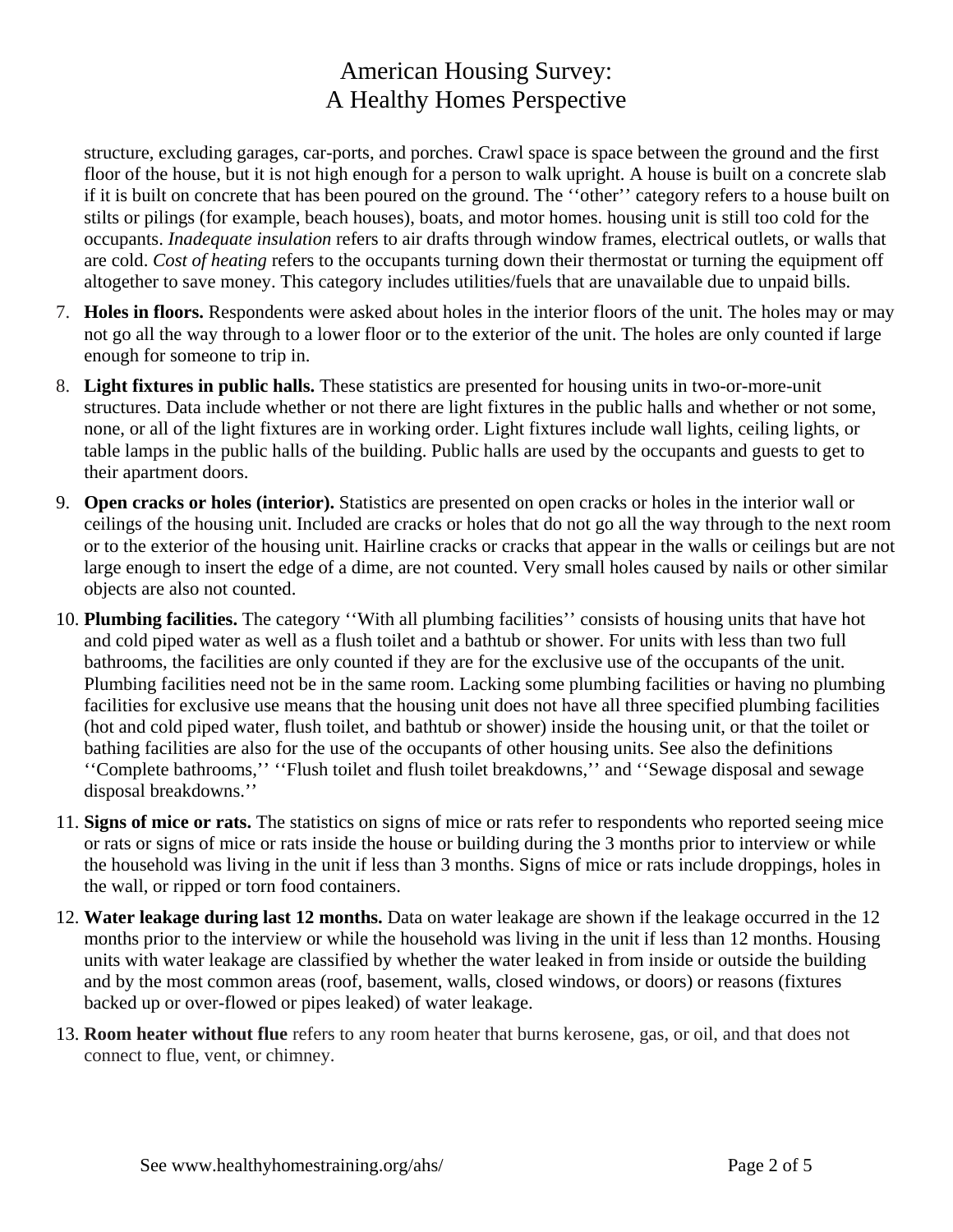structure, excluding garages, car-ports, and porches. Crawl space is space between the ground and the first floor of the house, but it is not high enough for a person to walk upright. A house is built on a concrete slab if it is built on concrete that has been poured on the ground. The ''other'' category refers to a house built on stilts or pilings (for example, beach houses), boats, and motor homes. housing unit is still too cold for the occupants. *Inadequate insulation* refers to air drafts through window frames, electrical outlets, or walls that are cold. *Cost of heating* refers to the occupants turning down their thermostat or turning the equipment off altogether to save money. This category includes utilities/fuels that are unavailable due to unpaid bills.

7. **Holes in floors.** Respondents were asked about holes in the interior floors of the unit. The holes may or may not go all the way through to a lower floor or to the exterior of the unit. The holes are only counted if large enough for someone to trip in.

8. **Light fixtures in public halls.** These statistics are presented for housing units in two-or-more-unit structures. Data include whether or not there are light fixtures in the public halls and whether or not some, none, or all of the light fixtures are in working order. Light fixtures include wall lights, ceiling lights, or table lamps in the public halls of the building. Public halls are used by the occupants and guests to get to their apartment doors.

9. **Open cracks or holes (interior).** Statistics are presented on open cracks or holes in the interior wall or ceilings of the housing unit. Included are cracks or holes that do not go all the way through to the next room or to the exterior of the housing unit. Hairline cracks or cracks that appear in the walls or ceilings but are not large enough to insert the edge of a dime, are not counted. Very small holes caused by nails or other similar objects are also not counted.

10. **Plumbing facilities.** The category ''With all plumbing facilities'' consists of housing units that have hot and cold piped water as well as a flush toilet and a bathtub or shower. For units with less than two full bathrooms, the facilities are only counted if they are for the exclusive use of the occupants of the unit. Plumbing facilities need not be in the same room. Lacking some plumbing facilities or having no plumbing facilities for exclusive use means that the housing unit does not have all three specified plumbing facilities (hot and cold piped water, flush toilet, and bathtub or shower) inside the housing unit, or that the toilet or bathing facilities are also for the use of the occupants of other housing units. See also the definitions ''Complete bathrooms,'' ''Flush toilet and flush toilet breakdowns,'' and ''Sewage disposal and sewage disposal breakdowns.''

11. **Signs of mice or rats.** The statistics on signs of mice or rats refer to respondents who reported seeing mice or rats or signs of mice or rats inside the house or building during the 3 months prior to interview or while the household was living in the unit if less than 3 months. Signs of mice or rats include droppings, holes in the wall, or ripped or torn food containers.

12. **Water leakage during last 12 months.** Data on water leakage are shown if the leakage occurred in the 12 months prior to the interview or while the household was living in the unit if less than 12 months. Housing units with water leakage are classified by whether the water leaked in from inside or outside the building and by the most common areas (roof, basement, walls, closed windows, or doors) or reasons (fixtures backed up or over-flowed or pipes leaked) of water leakage.

13. **Room heater without flue** refers to any room heater that burns kerosene, gas, or oil, and that does not connect to flue, vent, or chimney.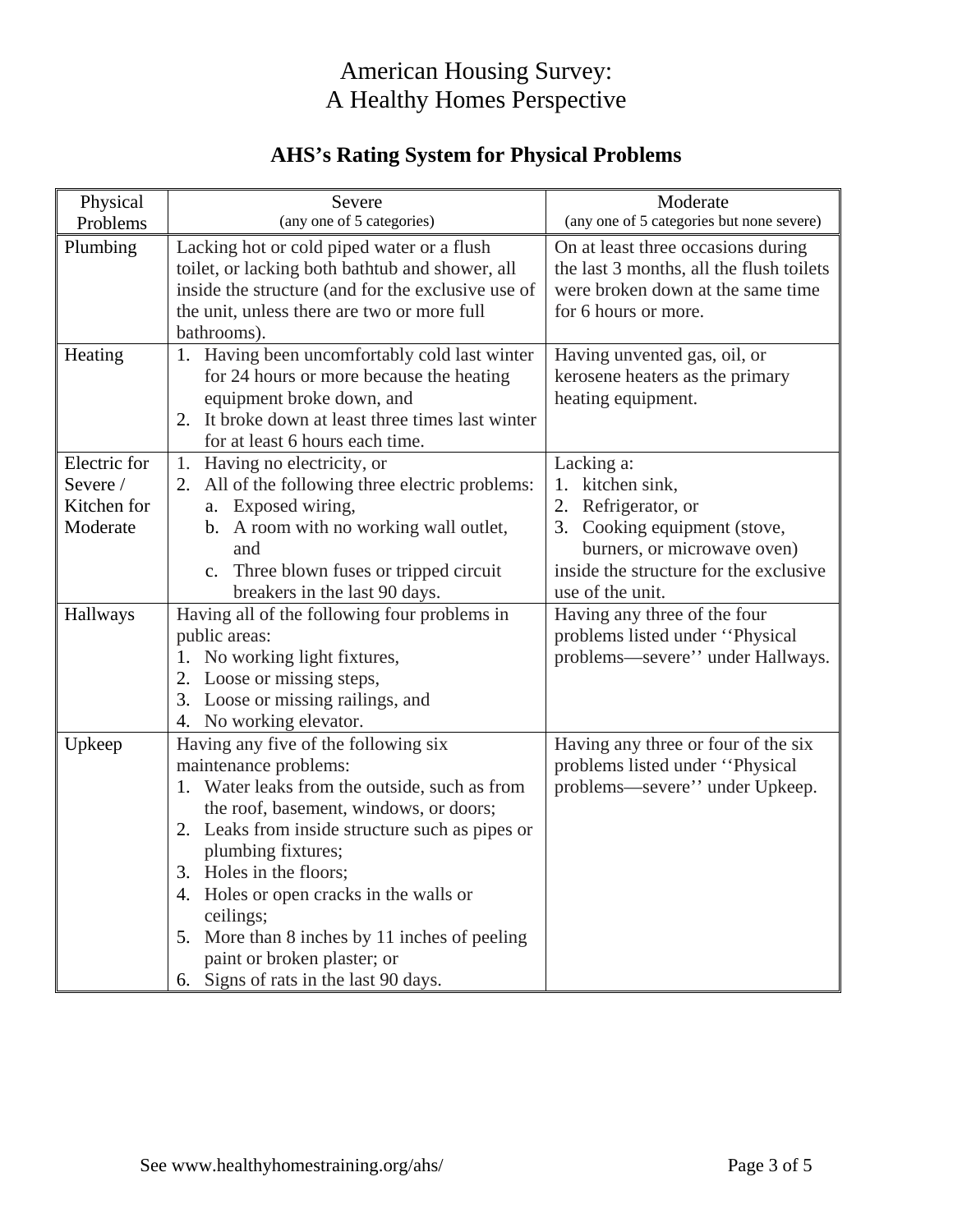# American Housing Survey:
# A Healthy Homes Perspective

## AHS's Rating System for Physical Problems

| Physical Problems | Severe (any one of 5 categories) | Moderate (any one of 5 categories but none severe) |
|---|---|---|
| Plumbing | Lacking hot or cold piped water or a flush toilet, or lacking both bathtub and shower, all inside the structure (and for the exclusive use of the unit, unless there are two or more full bathrooms). | On at least three occasions during the last 3 months, all the flush toilets were broken down at the same time for 6 hours or more. |
| Heating | 1. Having been uncomfortably cold last winter for 24 hours or more because the heating equipment broke down, and<br>2. It broke down at least three times last winter for at least 6 hours each time. | Having unvented gas, oil, or kerosene heaters as the primary heating equipment. |
| Electric for Severe / Kitchen for Moderate | 1. Having no electricity, or<br>2. All of the following three electric problems:<br>a. Exposed wiring,<br>b. A room with no working wall outlet, and<br>c. Three blown fuses or tripped circuit breakers in the last 90 days. | Lacking a:<br>1. kitchen sink,<br>2. Refrigerator, or<br>3. Cooking equipment (stove, burners, or microwave oven)<br>inside the structure for the exclusive use of the unit. |
| Hallways | Having all of the following four problems in public areas:<br>1. No working light fixtures,<br>2. Loose or missing steps,<br>3. Loose or missing railings, and<br>4. No working elevator. | Having any three of the four problems listed under ''Physical problems—severe'' under Hallways. |
| Upkeep | Having any five of the following six maintenance problems:<br>1. Water leaks from the outside, such as from the roof, basement, windows, or doors;<br>2. Leaks from inside structure such as pipes or plumbing fixtures;<br>3. Holes in the floors;<br>4. Holes or open cracks in the walls or ceilings;<br>5. More than 8 inches by 11 inches of peeling paint or broken plaster; or<br>6. Signs of rats in the last 90 days. | Having any three or four of the six problems listed under ''Physical problems—severe'' under Upkeep. |

See www.healthyhomestraining.org/ahs/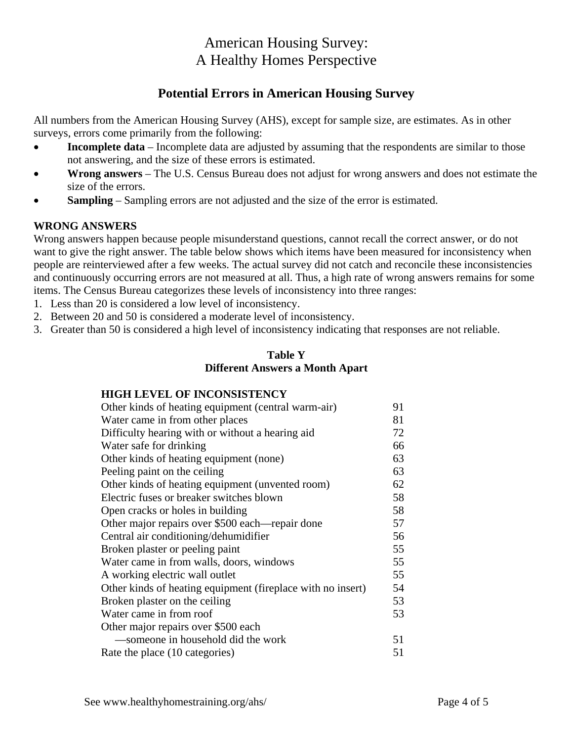# American Housing Survey:
# A Healthy Homes Perspective

## Potential Errors in American Housing Survey

All numbers from the American Housing Survey (AHS), except for sample size, are estimates. As in other surveys, errors come primarily from the following:

- **Incomplete data** – Incomplete data are adjusted by assuming that the respondents are similar to those not answering, and the size of these errors is estimated.
- **Wrong answers** – The U.S. Census Bureau does not adjust for wrong answers and does not estimate the size of the errors.
- **Sampling** – Sampling errors are not adjusted and the size of the error is estimated.

**WRONG ANSWERS**

Wrong answers happen because people misunderstand questions, cannot recall the correct answer, or do not want to give the right answer. The table below shows which items have been measured for inconsistency when people are reinterviewed after a few weeks. The actual survey did not catch and reconcile these inconsistencies and continuously occurring errors are not measured at all. Thus, a high rate of wrong answers remains for some items. The Census Bureau categorizes these levels of inconsistency into three ranges:

1. Less than 20 is considered a low level of inconsistency.
2. Between 20 and 50 is considered a moderate level of inconsistency.
3. Greater than 50 is considered a high level of inconsistency indicating that responses are not reliable.

**Table Y**
**Different Answers a Month Apart**

| HIGH LEVEL OF INCONSISTENCY | |
|---|---|
| Other kinds of heating equipment (central warm-air) | 91 |
| Water came in from other places | 81 |
| Difficulty hearing with or without a hearing aid | 72 |
| Water safe for drinking | 66 |
| Other kinds of heating equipment (none) | 63 |
| Peeling paint on the ceiling | 63 |
| Other kinds of heating equipment (unvented room) | 62 |
| Electric fuses or breaker switches blown | 58 |
| Open cracks or holes in building | 58 |
| Other major repairs over $500 each—repair done | 57 |
| Central air conditioning/dehumidifier | 56 |
| Broken plaster or peeling paint | 55 |
| Water came in from walls, doors, windows | 55 |
| A working electric wall outlet | 55 |
| Other kinds of heating equipment (fireplace with no insert) | 54 |
| Broken plaster on the ceiling | 53 |
| Water came in from roof | 53 |
| Other major repairs over $500 each —someone in household did the work | 51 |
| Rate the place (10 categories) | 51 |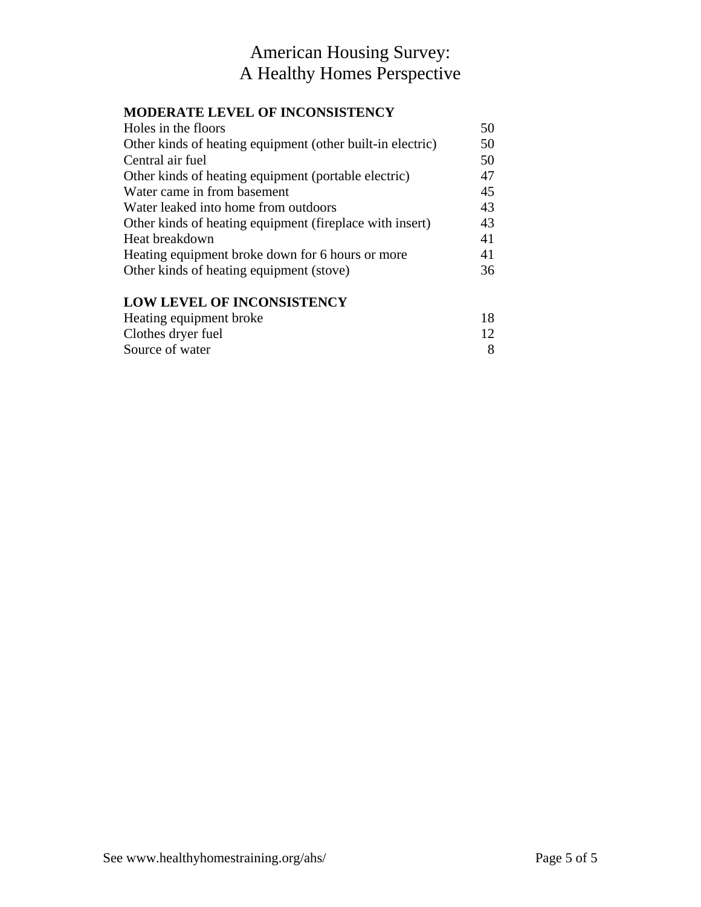**MODERATE LEVEL OF INCONSISTENCY**

| | |
|---|---|
| Holes in the floors | 50 |
| Other kinds of heating equipment (other built-in electric) | 50 |
| Central air fuel | 50 |
| Other kinds of heating equipment (portable electric) | 47 |
| Water came in from basement | 45 |
| Water leaked into home from outdoors | 43 |
| Other kinds of heating equipment (fireplace with insert) | 43 |
| Heat breakdown | 41 |
| Heating equipment broke down for 6 hours or more | 41 |
| Other kinds of heating equipment (stove) | 36 |

**LOW LEVEL OF INCONSISTENCY**

| | |
|---|---|
| Heating equipment broke | 18 |
| Clothes dryer fuel | 12 |
| Source of water | 8 |